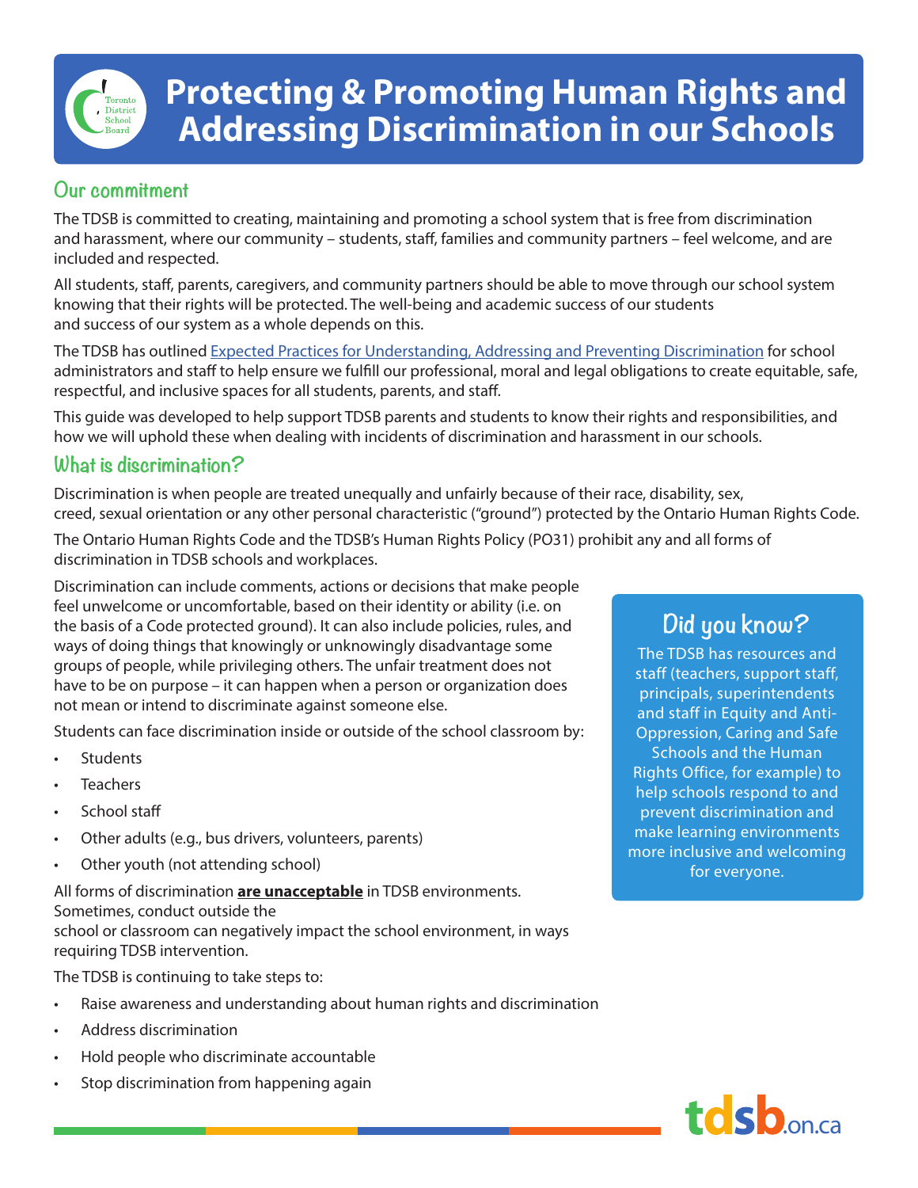# Protecting & Promoting Human Rights and Addressing Discrimination in our Schools

## Our commitment

The TDSB is committed to creating, maintaining and promoting a school system that is free from discrimination and harassment, where our community – students, staff, families and community partners – feel welcome, and are included and respected.

All students, staff, parents, caregivers, and community partners should be able to move through our school system knowing that their rights will be protected. The well-being and academic success of our students and success of our system as a whole depends on this.

The TDSB has outlined [Expected Practices for Understanding, Addressing and Preventing Discrimination]() for school administrators and staff to help ensure we fulfill our professional, moral and legal obligations to create equitable, safe, respectful, and inclusive spaces for all students, parents, and staff.

This guide was developed to help support TDSB parents and students to know their rights and responsibilities, and how we will uphold these when dealing with incidents of discrimination and harassment in our schools.

## What is discrimination?

Discrimination is when people are treated unequally and unfairly because of their race, disability, sex, creed, sexual orientation or any other personal characteristic ("ground") protected by the Ontario Human Rights Code.

The Ontario Human Rights Code and the TDSB's Human Rights Policy (PO31) prohibit any and all forms of discrimination in TDSB schools and workplaces.

Discrimination can include comments, actions or decisions that make people feel unwelcome or uncomfortable, based on their identity or ability (i.e. on the basis of a Code protected ground). It can also include policies, rules, and ways of doing things that knowingly or unknowingly disadvantage some groups of people, while privileging others. The unfair treatment does not have to be on purpose – it can happen when a person or organization does not mean or intend to discriminate against someone else.

Students can face discrimination inside or outside of the school classroom by:

- Students
- Teachers
- School staff
- Other adults (e.g., bus drivers, volunteers, parents)
- Other youth (not attending school)

All forms of discrimination **are unacceptable** in TDSB environments. Sometimes, conduct outside the school or classroom can negatively impact the school environment, in ways requiring TDSB intervention.

The TDSB is continuing to take steps to:

- Raise awareness and understanding about human rights and discrimination
- Address discrimination
- Hold people who discriminate accountable
- Stop discrimination from happening again

### Did you know?

The TDSB has resources and staff (teachers, support staff, principals, superintendents and staff in Equity and Anti-Oppression, Caring and Safe Schools and the Human Rights Office, for example) to help schools respond to and prevent discrimination and make learning environments more inclusive and welcoming for everyone.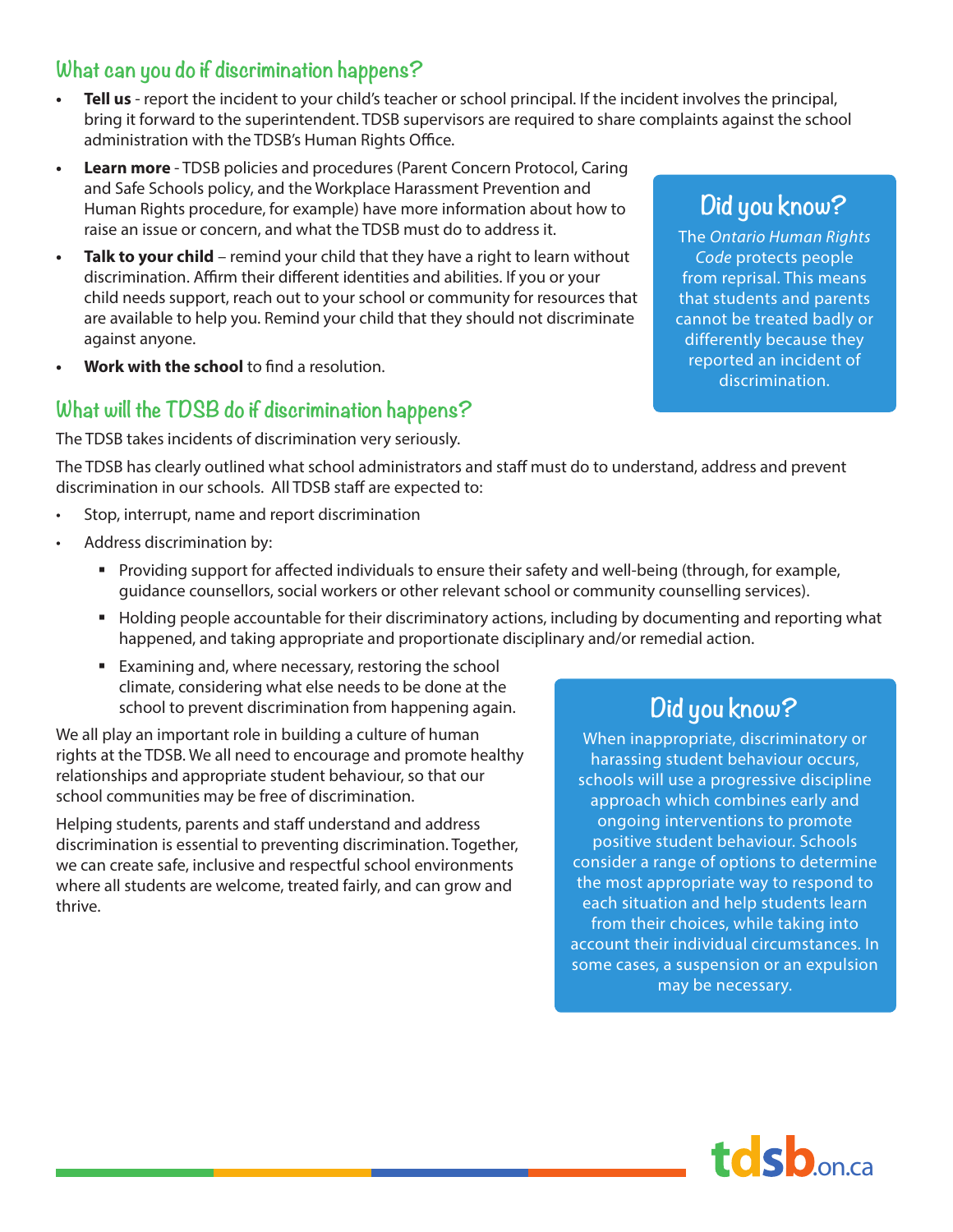## What can you do if discrimination happens?

- **Tell us** - report the incident to your child's teacher or school principal. If the incident involves the principal, bring it forward to the superintendent. TDSB supervisors are required to share complaints against the school administration with the TDSB's Human Rights Office.
- **Learn more** - TDSB policies and procedures (Parent Concern Protocol, Caring and Safe Schools policy, and the Workplace Harassment Prevention and Human Rights procedure, for example) have more information about how to raise an issue or concern, and what the TDSB must do to address it.
- **Talk to your child** – remind your child that they have a right to learn without discrimination. Affirm their different identities and abilities. If you or your child needs support, reach out to your school or community for resources that are available to help you. Remind your child that they should not discriminate against anyone.
- **Work with the school** to find a resolution.

### Did you know?

The *Ontario Human Rights Code* protects people from reprisal. This means that students and parents cannot be treated badly or differently because they reported an incident of discrimination.

## What will the TDSB do if discrimination happens?

The TDSB takes incidents of discrimination very seriously.

The TDSB has clearly outlined what school administrators and staff must do to understand, address and prevent discrimination in our schools. All TDSB staff are expected to:

- Stop, interrupt, name and report discrimination
- Address discrimination by:
  - Providing support for affected individuals to ensure their safety and well-being (through, for example, guidance counsellors, social workers or other relevant school or community counselling services).
  - Holding people accountable for their discriminatory actions, including by documenting and reporting what happened, and taking appropriate and proportionate disciplinary and/or remedial action.
  - Examining and, where necessary, restoring the school climate, considering what else needs to be done at the school to prevent discrimination from happening again.

We all play an important role in building a culture of human rights at the TDSB. We all need to encourage and promote healthy relationships and appropriate student behaviour, so that our school communities may be free of discrimination.

Helping students, parents and staff understand and address discrimination is essential to preventing discrimination. Together, we can create safe, inclusive and respectful school environments where all students are welcome, treated fairly, and can grow and thrive.

### Did you know?

When inappropriate, discriminatory or harassing student behaviour occurs, schools will use a progressive discipline approach which combines early and ongoing interventions to promote positive student behaviour. Schools consider a range of options to determine the most appropriate way to respond to each situation and help students learn from their choices, while taking into account their individual circumstances. In some cases, a suspension or an expulsion may be necessary.

tdsb.on.ca